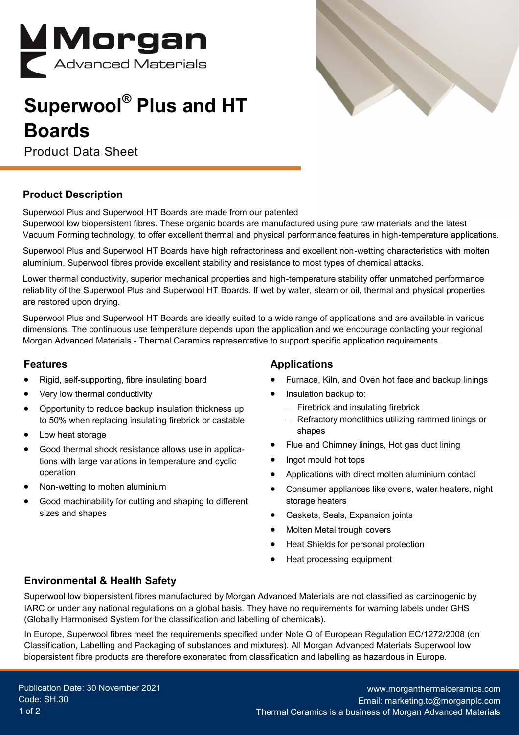# Superwool® Plus and HT Boards

Product Data Sheet

## Product Description

Superwool Plus and Superwool HT Boards are made from our patented Superwool low biopersistent fibres. These organic boards are manufactured using pure raw materials and the latest Vacuum Forming technology, to offer excellent thermal and physical performance features in high-temperature applications.

Superwool Plus and Superwool HT Boards have high refractoriness and excellent non-wetting characteristics with molten aluminium. Superwool fibres provide excellent stability and resistance to most types of chemical attacks.

Lower thermal conductivity, superior mechanical properties and high-temperature stability offer unmatched performance reliability of the Superwool Plus and Superwool HT Boards. If wet by water, steam or oil, thermal and physical properties are restored upon drying.

Superwool Plus and Superwool HT Boards are ideally suited to a wide range of applications and are available in various dimensions. The continuous use temperature depends upon the application and we encourage contacting your regional Morgan Advanced Materials - Thermal Ceramics representative to support specific application requirements.

## Features

- Rigid, self-supporting, fibre insulating board
- Very low thermal conductivity
- Opportunity to reduce backup insulation thickness up to 50% when replacing insulating firebrick or castable
- Low heat storage
- Good thermal shock resistance allows use in applications with large variations in temperature and cyclic operation
- Non-wetting to molten aluminium
- Good machinability for cutting and shaping to different sizes and shapes

## Applications

- Furnace, Kiln, and Oven hot face and backup linings
- Insulation backup to:
  - Firebrick and insulating firebrick
  - Refractory monolithics utilizing rammed linings or shapes
- Flue and Chimney linings, Hot gas duct lining
- Ingot mould hot tops
- Applications with direct molten aluminium contact
- Consumer appliances like ovens, water heaters, night storage heaters
- Gaskets, Seals, Expansion joints
- Molten Metal trough covers
- Heat Shields for personal protection
- Heat processing equipment

## Environmental & Health Safety

Superwool low biopersistent fibres manufactured by Morgan Advanced Materials are not classified as carcinogenic by IARC or under any national regulations on a global basis. They have no requirements for warning labels under GHS (Globally Harmonised System for the classification and labelling of chemicals).

In Europe, Superwool fibres meet the requirements specified under Note Q of European Regulation EC/1272/2008 (on Classification, Labelling and Packaging of substances and mixtures). All Morgan Advanced Materials Superwool low biopersistent fibre products are therefore exonerated from classification and labelling as hazardous in Europe.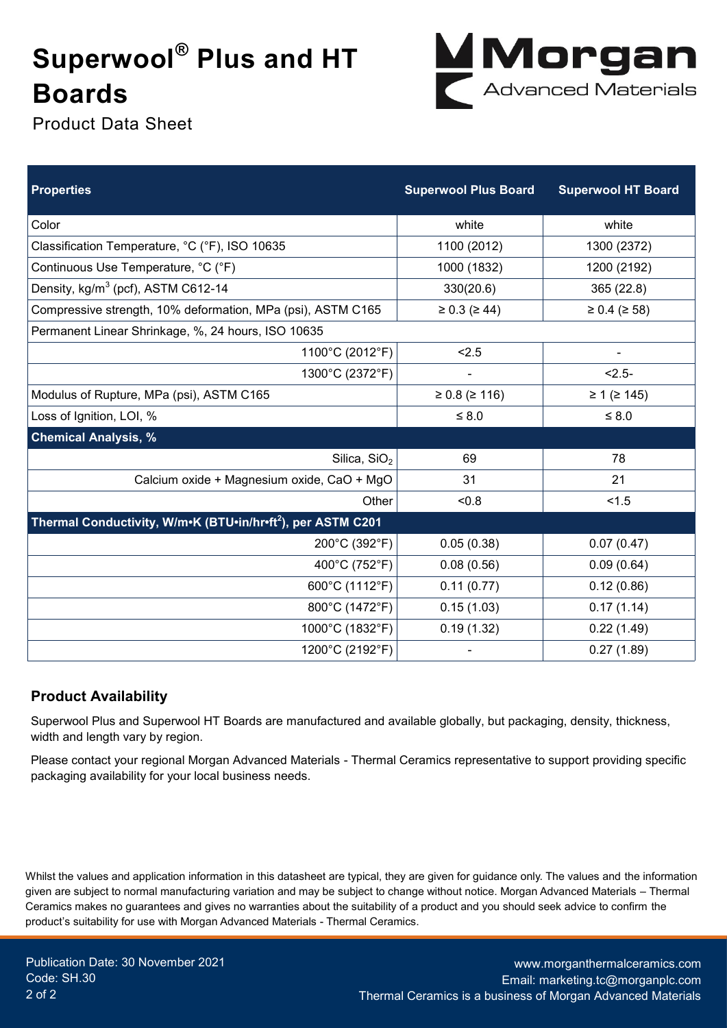# Superwool® Plus and HT Boards

Product Data Sheet

| Properties | Superwool Plus Board | Superwool HT Board |
| --- | --- | --- |
| Color | white | white |
| Classification Temperature, °C (°F), ISO 10635 | 1100 (2012) | 1300 (2372) |
| Continuous Use Temperature, °C (°F) | 1000 (1832) | 1200 (2192) |
| Density, kg/m³ (pcf), ASTM C612-14 | 330(20.6) | 365 (22.8) |
| Compressive strength, 10% deformation, MPa (psi), ASTM C165 | ≥ 0.3 (≥ 44) | ≥ 0.4 (≥ 58) |
| Permanent Linear Shrinkage, %, 24 hours, ISO 10635 | | |
| 1100°C (2012°F) | <2.5 | - |
| 1300°C (2372°F) | - | <2.5- |
| Modulus of Rupture, MPa (psi), ASTM C165 | ≥ 0.8 (≥ 116) | ≥ 1 (≥ 145) |
| Loss of Ignition, LOI, % | ≤ 8.0 | ≤ 8.0 |
| **Chemical Analysis, %** | | |
| Silica, $SiO_2$ | 69 | 78 |
| Calcium oxide + Magnesium oxide, CaO + MgO | 31 | 21 |
| Other | <0.8 | <1.5 |
| **Thermal Conductivity, W/m•K (BTU•in/hr•ft²), per ASTM C201** | | |
| 200°C (392°F) | 0.05 (0.38) | 0.07 (0.47) |
| 400°C (752°F) | 0.08 (0.56) | 0.09 (0.64) |
| 600°C (1112°F) | 0.11 (0.77) | 0.12 (0.86) |
| 800°C (1472°F) | 0.15 (1.03) | 0.17 (1.14) |
| 1000°C (1832°F) | 0.19 (1.32) | 0.22 (1.49) |
| 1200°C (2192°F) | - | 0.27 (1.89) |

## Product Availability

Superwool Plus and Superwool HT Boards are manufactured and available globally, but packaging, density, thickness, width and length vary by region.

Please contact your regional Morgan Advanced Materials - Thermal Ceramics representative to support providing specific packaging availability for your local business needs.

Whilst the values and application information in this datasheet are typical, they are given for guidance only. The values and the information given are subject to normal manufacturing variation and may be subject to change without notice. Morgan Advanced Materials – Thermal Ceramics makes no guarantees and gives no warranties about the suitability of a product and you should seek advice to confirm the product's suitability for use with Morgan Advanced Materials - Thermal Ceramics.

Publication Date: 30 November 2021
Code: SH.30

www.morganthermalceramics.com
Email: marketing.tc@morganplc.com
Thermal Ceramics is a business of Morgan Advanced Materials